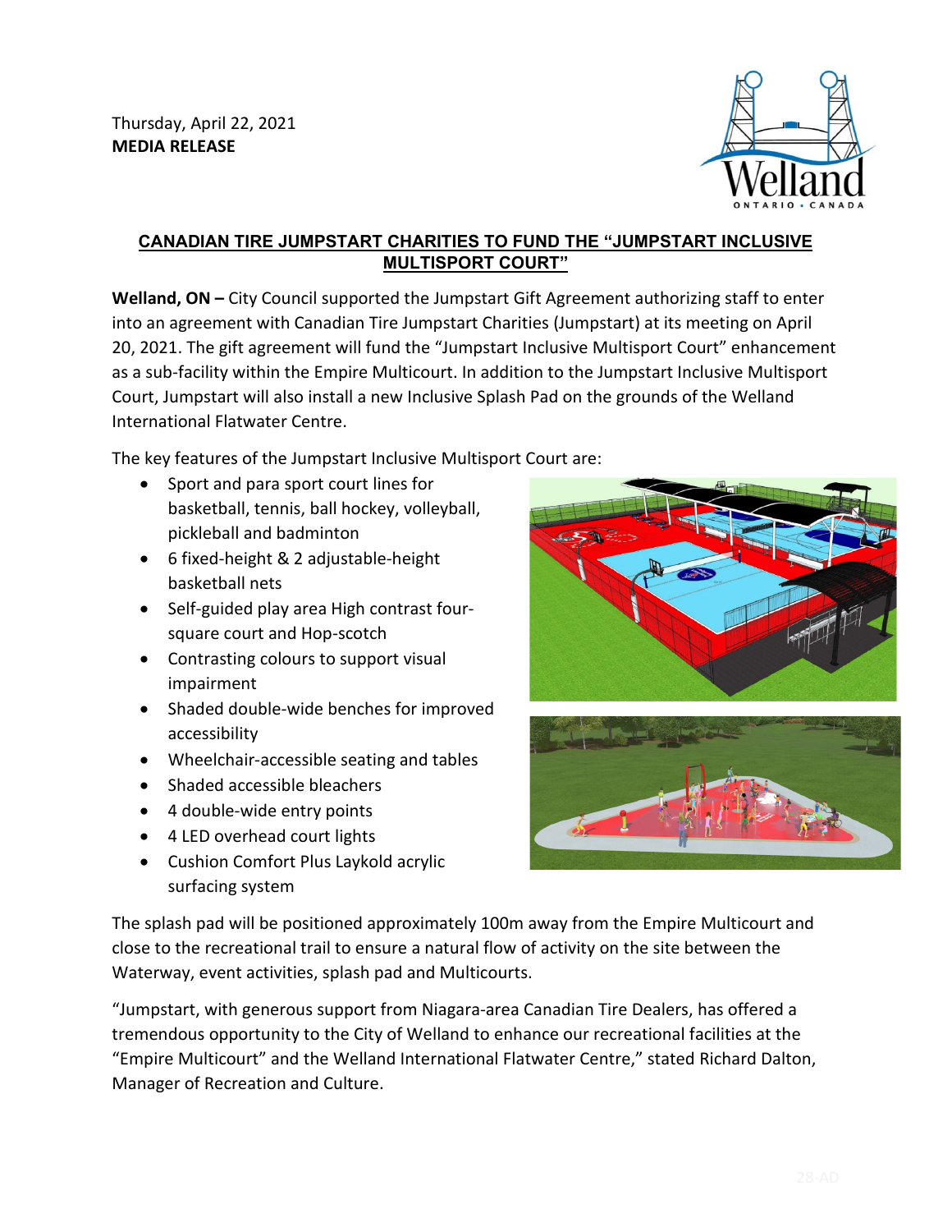Thursday, April 22, 2021
**MEDIA RELEASE**

## CANADIAN TIRE JUMPSTART CHARITIES TO FUND THE "JUMPSTART INCLUSIVE MULTISPORT COURT"

**Welland, ON –** City Council supported the Jumpstart Gift Agreement authorizing staff to enter into an agreement with Canadian Tire Jumpstart Charities (Jumpstart) at its meeting on April 20, 2021. The gift agreement will fund the "Jumpstart Inclusive Multisport Court" enhancement as a sub-facility within the Empire Multicourt. In addition to the Jumpstart Inclusive Multisport Court, Jumpstart will also install a new Inclusive Splash Pad on the grounds of the Welland International Flatwater Centre.

The key features of the Jumpstart Inclusive Multisport Court are:

- Sport and para sport court lines for basketball, tennis, ball hockey, volleyball, pickleball and badminton
- 6 fixed-height & 2 adjustable-height basketball nets
- Self-guided play area High contrast four-square court and Hop-scotch
- Contrasting colours to support visual impairment
- Shaded double-wide benches for improved accessibility
- Wheelchair-accessible seating and tables
- Shaded accessible bleachers
- 4 double-wide entry points
- 4 LED overhead court lights
- Cushion Comfort Plus Laykold acrylic surfacing system

The splash pad will be positioned approximately 100m away from the Empire Multicourt and close to the recreational trail to ensure a natural flow of activity on the site between the Waterway, event activities, splash pad and Multicourts.

"Jumpstart, with generous support from Niagara-area Canadian Tire Dealers, has offered a tremendous opportunity to the City of Welland to enhance our recreational facilities at the "Empire Multicourt" and the Welland International Flatwater Centre," stated Richard Dalton, Manager of Recreation and Culture.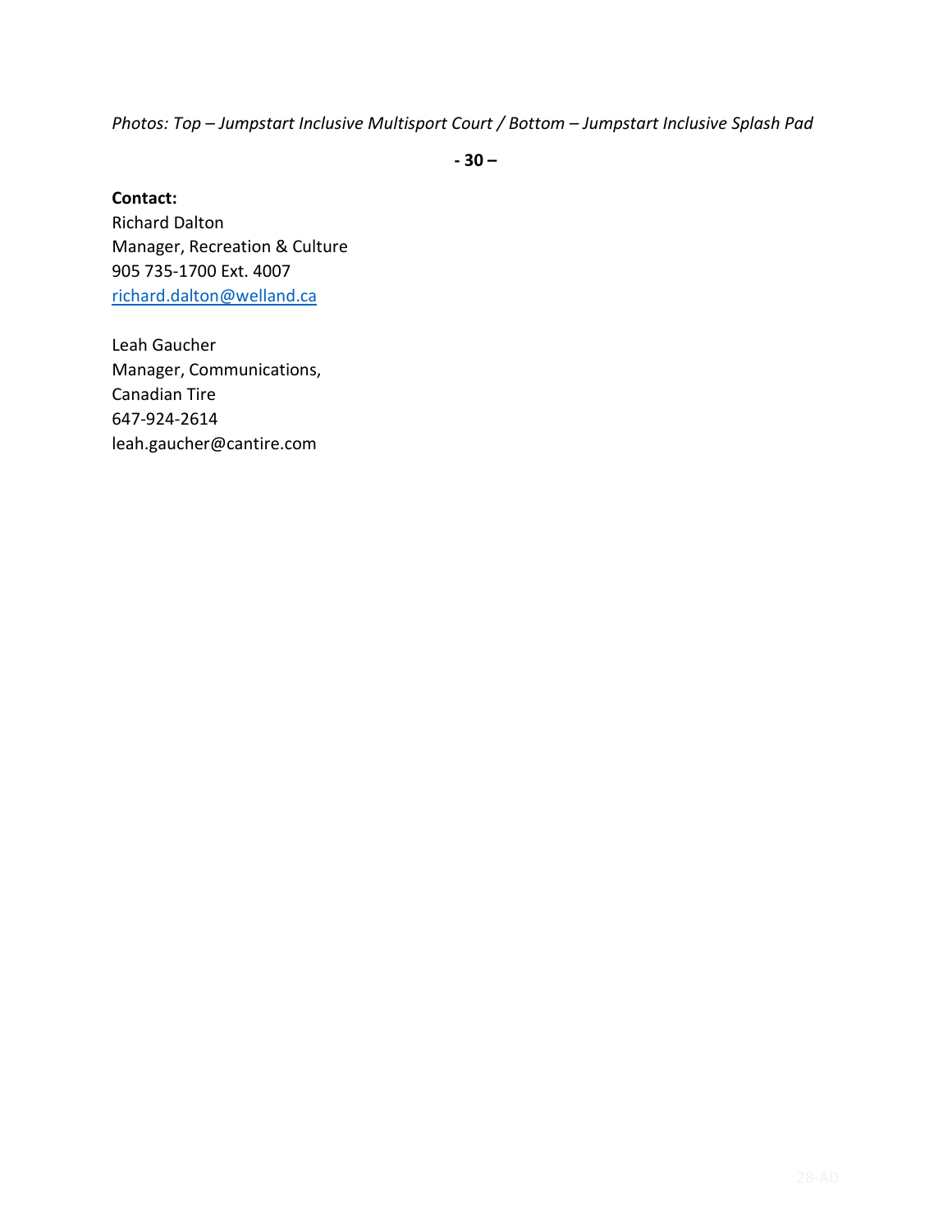*Photos: Top – Jumpstart Inclusive Multisport Court / Bottom – Jumpstart Inclusive Splash Pad*

**- 30 –**

**Contact:**
Richard Dalton
Manager, Recreation & Culture
905 735-1700 Ext. 4007
[richard.dalton@welland.ca](mailto:richard.dalton@welland.ca)

Leah Gaucher
Manager, Communications,
Canadian Tire
647-924-2614
leah.gaucher@cantire.com